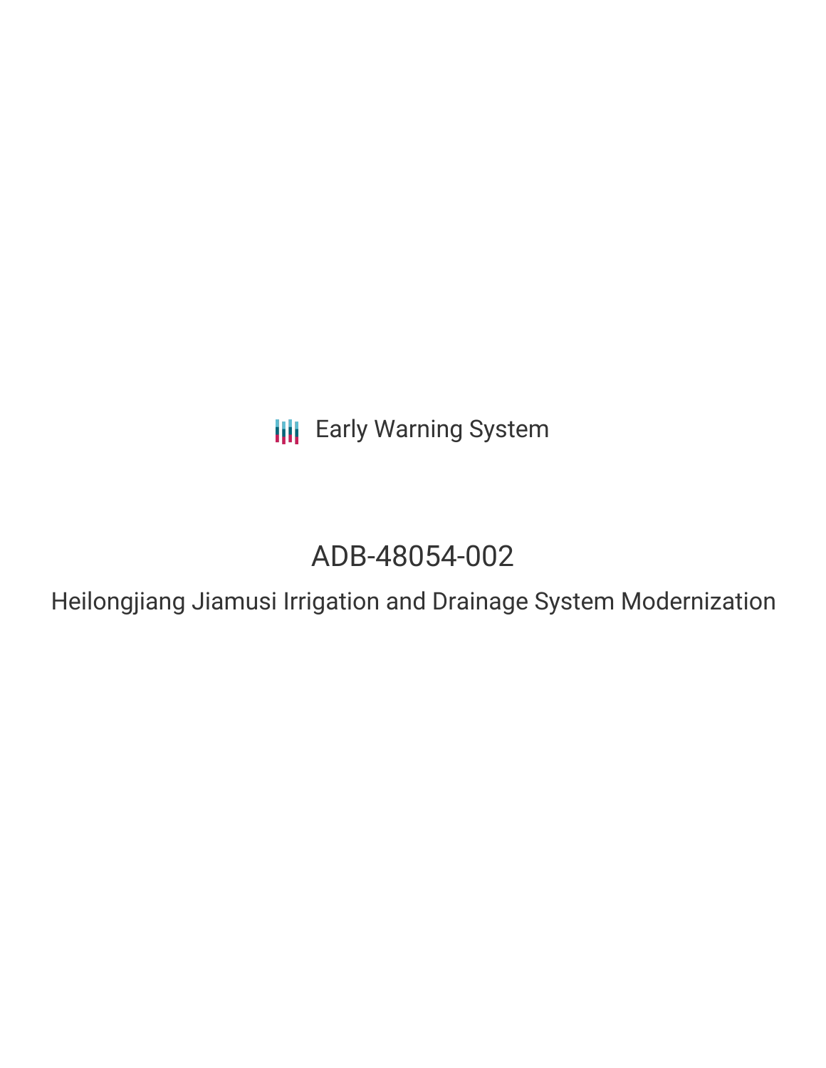Early Warning System

# ADB-48054-002

## Heilongjiang Jiamusi Irrigation and Drainage System Modernization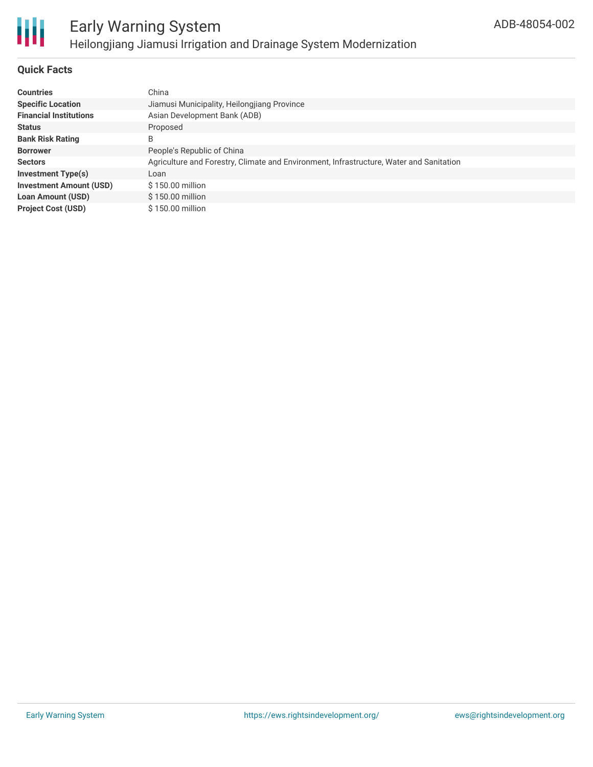## Quick Facts

| | |
|---|---|
| **Countries** | China |
| **Specific Location** | Jiamusi Municipality, Heilongjiang Province |
| **Financial Institutions** | Asian Development Bank (ADB) |
| **Status** | Proposed |
| **Bank Risk Rating** | B |
| **Borrower** | People's Republic of China |
| **Sectors** | Agriculture and Forestry, Climate and Environment, Infrastructure, Water and Sanitation |
| **Investment Type(s)** | Loan |
| **Investment Amount (USD)** | $ 150.00 million |
| **Loan Amount (USD)** | $ 150.00 million |
| **Project Cost (USD)** | $ 150.00 million |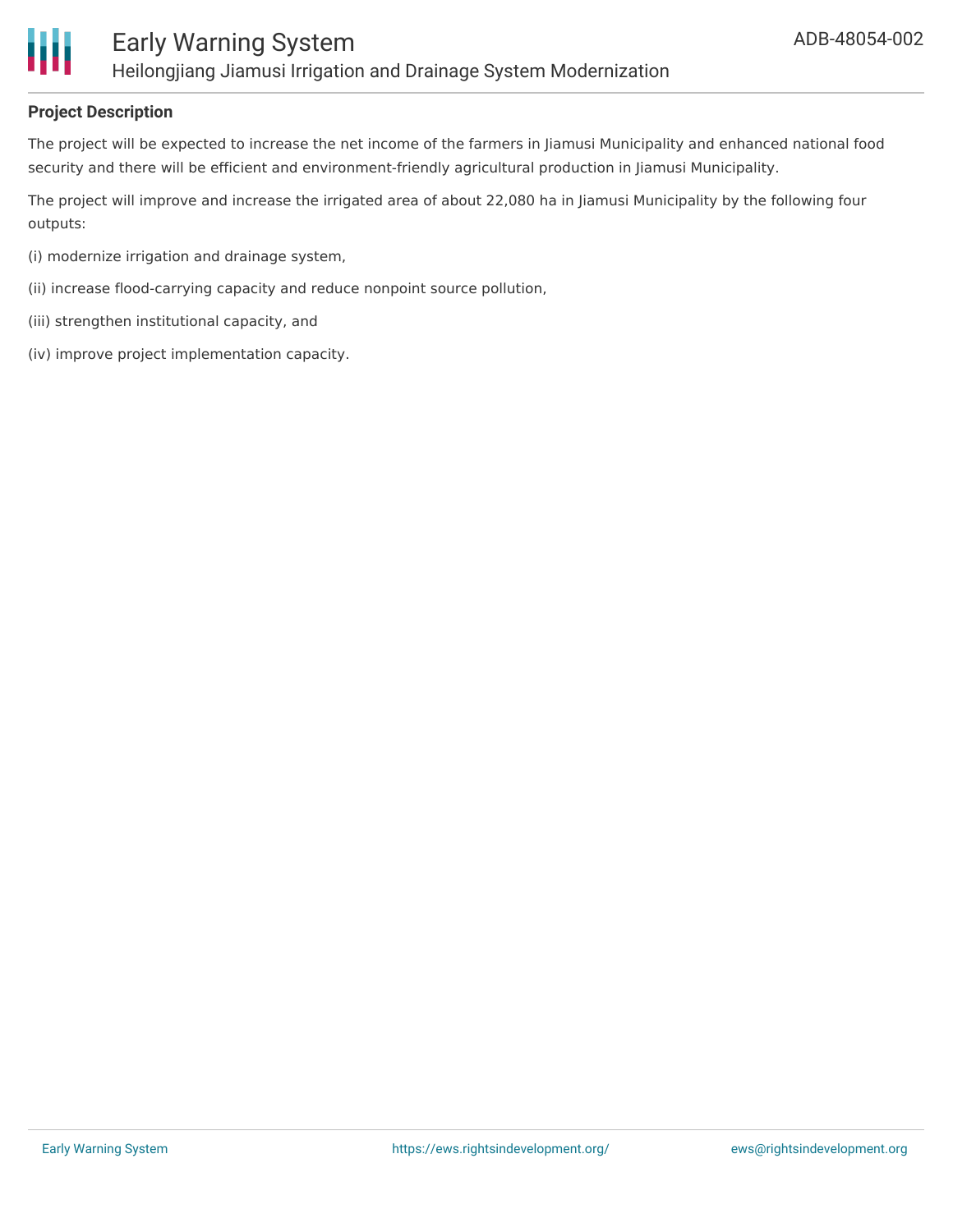## Project Description

The project will be expected to increase the net income of the farmers in Jiamusi Municipality and enhanced national food security and there will be efficient and environment-friendly agricultural production in Jiamusi Municipality.

The project will improve and increase the irrigated area of about 22,080 ha in Jiamusi Municipality by the following four outputs:

(i) modernize irrigation and drainage system,

(ii) increase flood-carrying capacity and reduce nonpoint source pollution,

(iii) strengthen institutional capacity, and

(iv) improve project implementation capacity.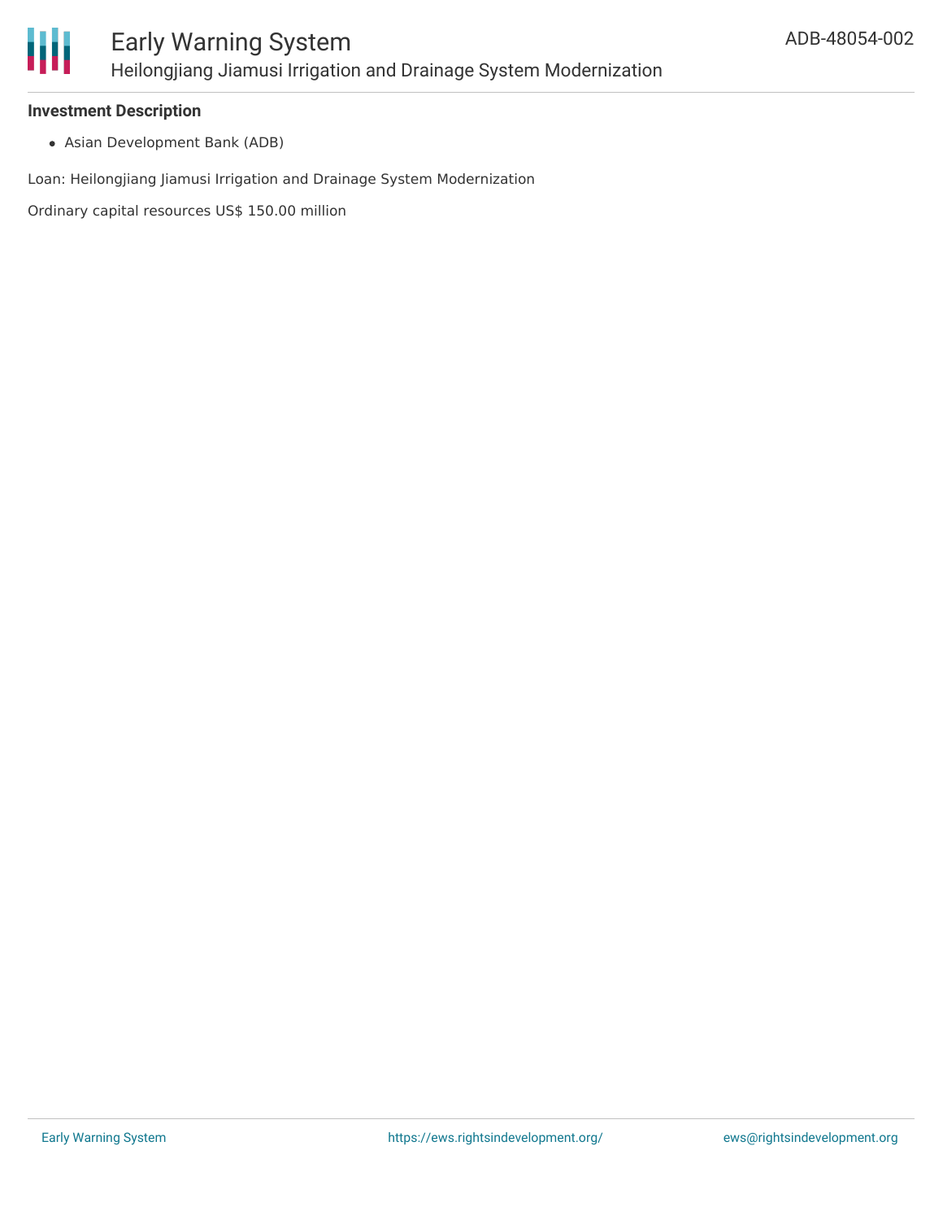### Investment Description

- Asian Development Bank (ADB)

Loan: Heilongjiang Jiamusi Irrigation and Drainage System Modernization

Ordinary capital resources US$ 150.00 million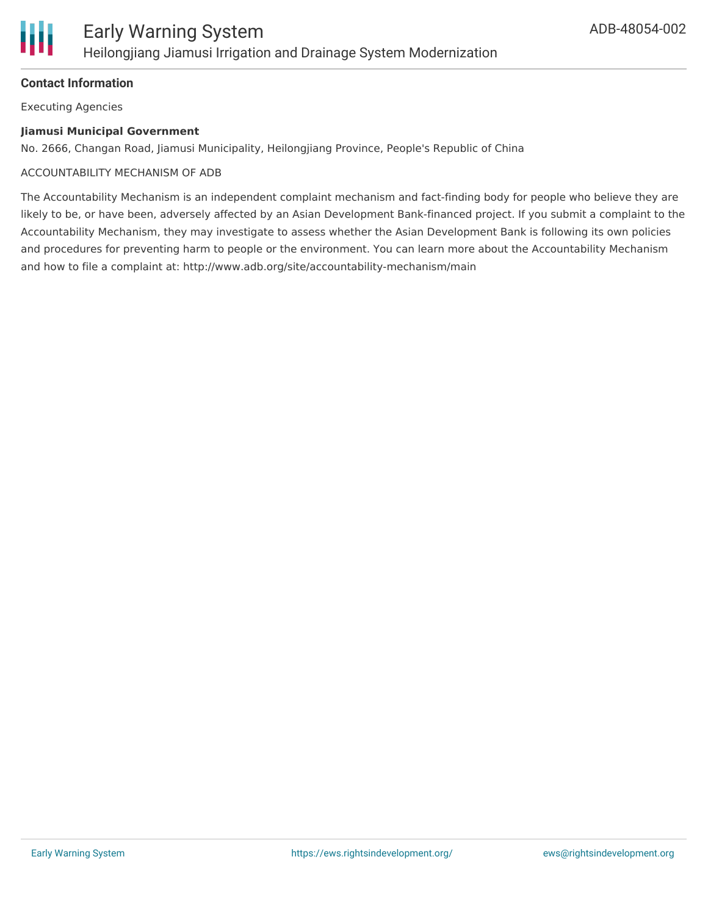## Contact Information

Executing Agencies

**Jiamusi Municipal Government**

No. 2666, Changan Road, Jiamusi Municipality, Heilongjiang Province, People's Republic of China

ACCOUNTABILITY MECHANISM OF ADB

The Accountability Mechanism is an independent complaint mechanism and fact-finding body for people who believe they are likely to be, or have been, adversely affected by an Asian Development Bank-financed project. If you submit a complaint to the Accountability Mechanism, they may investigate to assess whether the Asian Development Bank is following its own policies and procedures for preventing harm to people or the environment. You can learn more about the Accountability Mechanism and how to file a complaint at: http://www.adb.org/site/accountability-mechanism/main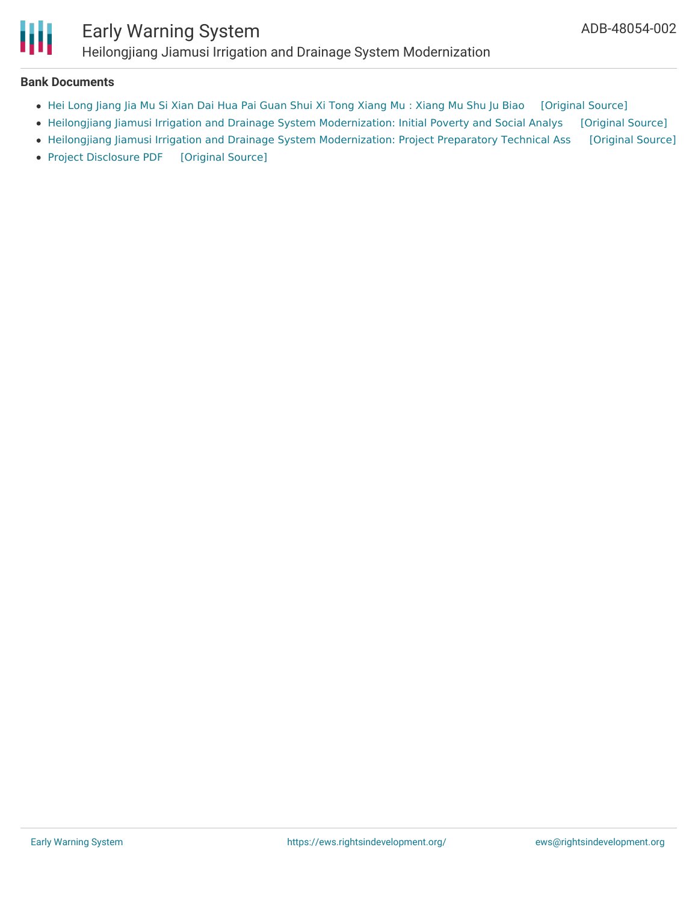### Bank Documents

- Hei Long Jiang Jia Mu Si Xian Dai Hua Pai Guan Shui Xi Tong Xiang Mu : Xiang Mu Shu Ju Biao [Original Source]
- Heilongjiang Jiamusi Irrigation and Drainage System Modernization: Initial Poverty and Social Analys [Original Source]
- Heilongjiang Jiamusi Irrigation and Drainage System Modernization: Project Preparatory Technical Ass [Original Source]
- Project Disclosure PDF [Original Source]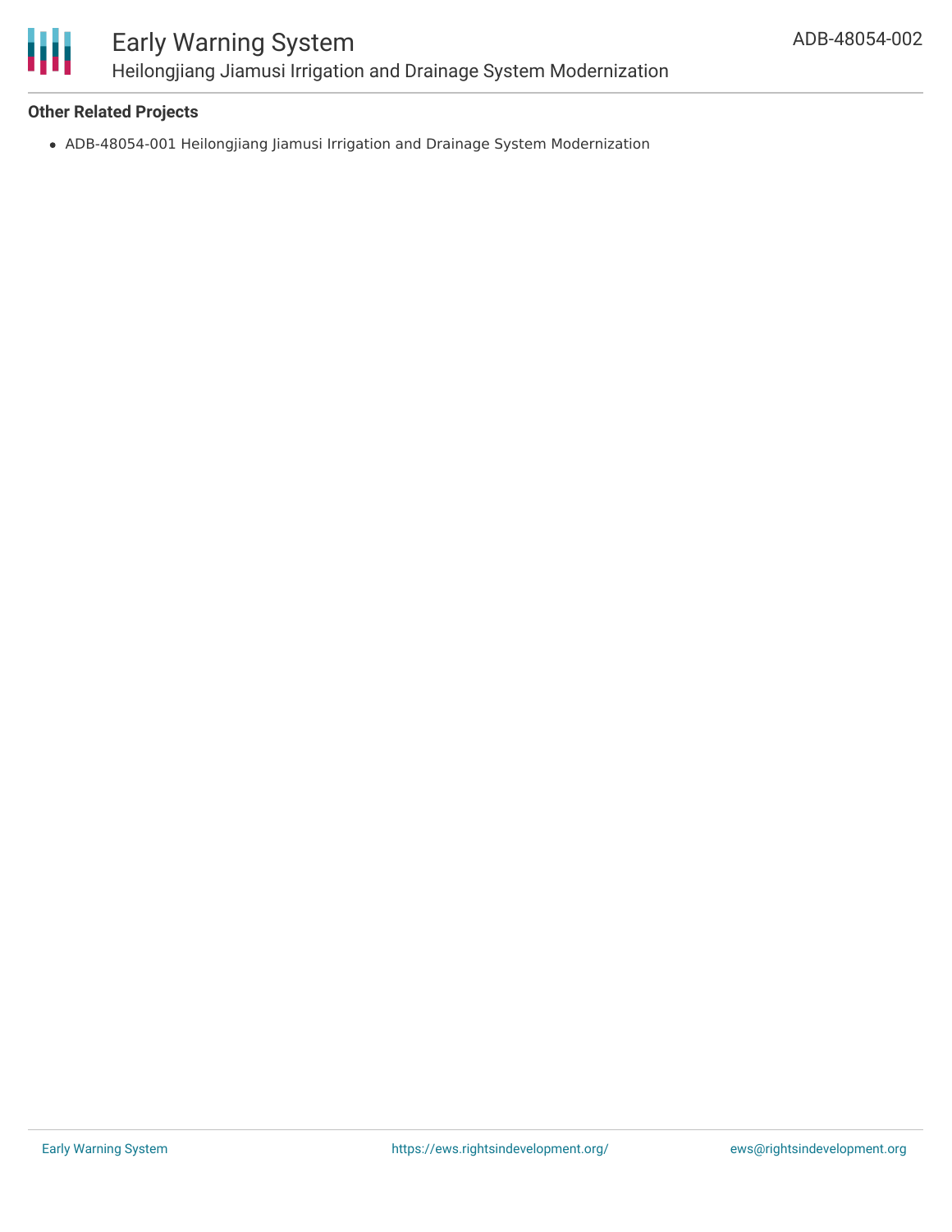**Other Related Projects**

- ADB-48054-001 Heilongjiang Jiamusi Irrigation and Drainage System Modernization